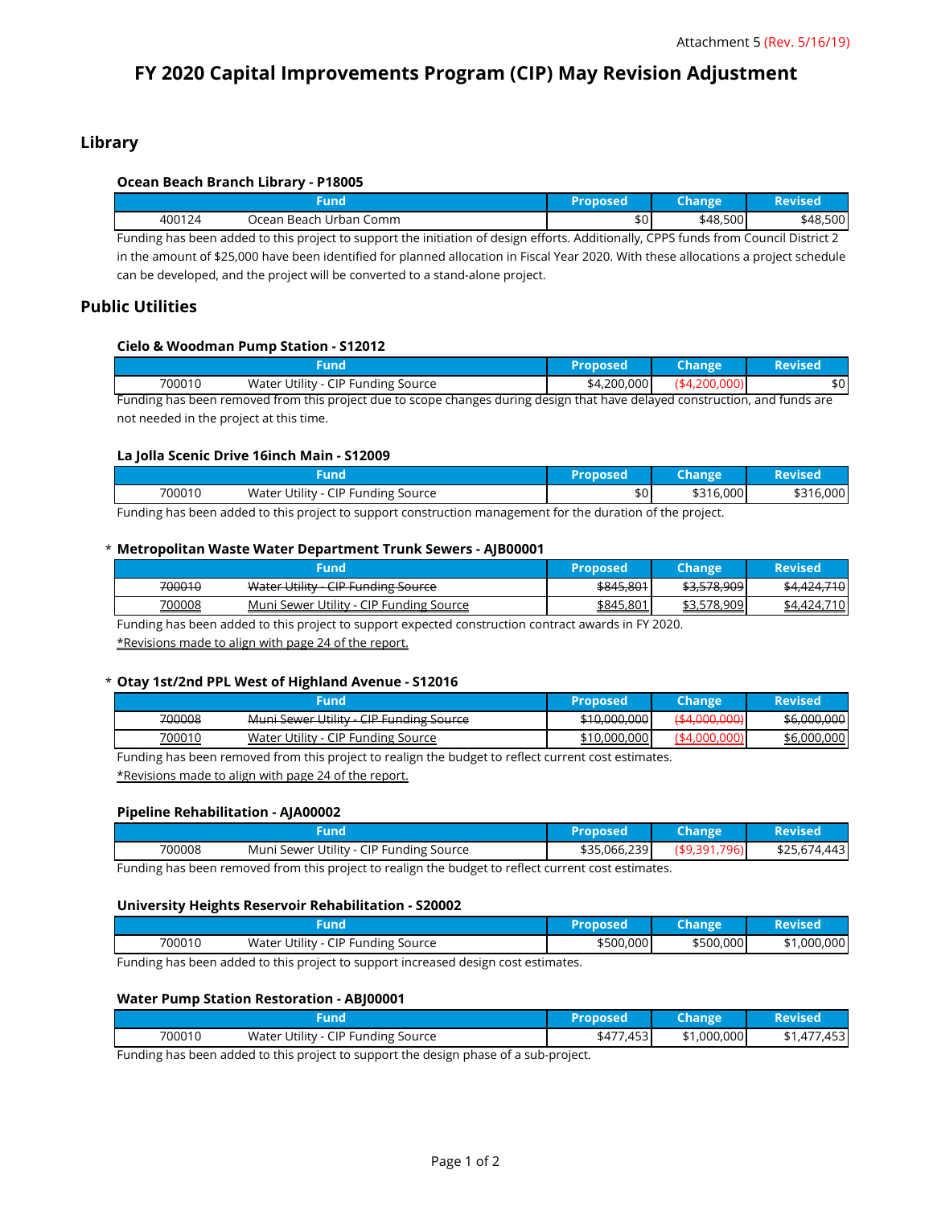Attachment 5 (Rev. 5/16/19)

# FY 2020 Capital Improvements Program (CIP) May Revision Adjustment

## Library

### Ocean Beach Branch Library - P18005

| Fund | | Proposed | Change | Revised |
|---|---|---|---|---|
| 400124 | Ocean Beach Urban Comm | $0 | $48,500 | $48,500 |

Funding has been added to this project to support the initiation of design efforts. Additionally, CPPS funds from Council District 2 in the amount of $25,000 have been identified for planned allocation in Fiscal Year 2020. With these allocations a project schedule can be developed, and the project will be converted to a stand-alone project.

## Public Utilities

### Cielo & Woodman Pump Station - S12012

| Fund | | Proposed | Change | Revised |
|---|---|---|---|---|
| 700010 | Water Utility - CIP Funding Source | $4,200,000 | ($4,200,000) | $0 |

Funding has been removed from this project due to scope changes during design that have delayed construction, and funds are not needed in the project at this time.

### La Jolla Scenic Drive 16inch Main - S12009

| Fund | | Proposed | Change | Revised |
|---|---|---|---|---|
| 700010 | Water Utility - CIP Funding Source | $0 | $316,000 | $316,000 |

Funding has been added to this project to support construction management for the duration of the project.

### * Metropolitan Waste Water Department Trunk Sewers - AJB00001

| Fund | | Proposed | Change | Revised |
|---|---|---|---|---|
| ~~700010~~ | ~~Water Utility - CIP Funding Source~~ | ~~$845,801~~ | ~~$3,578,909~~ | ~~$4,424,710~~ |
| <u>700008</u> | <u>Muni Sewer Utility - CIP Funding Source</u> | <u>$845,801</u> | <u>$3,578,909</u> | <u>$4,424,710</u> |

Funding has been added to this project to support expected construction contract awards in FY 2020.

<u>*Revisions made to align with page 24 of the report.</u>

### * Otay 1st/2nd PPL West of Highland Avenue - S12016

| Fund | | Proposed | Change | Revised |
|---|---|---|---|---|
| ~~700008~~ | ~~Muni Sewer Utility - CIP Funding Source~~ | ~~$10,000,000~~ | ~~($4,000,000)~~ | ~~$6,000,000~~ |
| <u>700010</u> | <u>Water Utility - CIP Funding Source</u> | <u>$10,000,000</u> | <u>($4,000,000)</u> | <u>$6,000,000</u> |

Funding has been removed from this project to realign the budget to reflect current cost estimates.

<u>*Revisions made to align with page 24 of the report.</u>

### Pipeline Rehabilitation - AJA00002

| Fund | | Proposed | Change | Revised |
|---|---|---|---|---|
| 700008 | Muni Sewer Utility - CIP Funding Source | $35,066,239 | ($9,391,796) | $25,674,443 |

Funding has been removed from this project to realign the budget to reflect current cost estimates.

### University Heights Reservoir Rehabilitation - S20002

| Fund | | Proposed | Change | Revised |
|---|---|---|---|---|
| 700010 | Water Utility - CIP Funding Source | $500,000 | $500,000 | $1,000,000 |

Funding has been added to this project to support increased design cost estimates.

### Water Pump Station Restoration - ABJ00001

| Fund | | Proposed | Change | Revised |
|---|---|---|---|---|
| 700010 | Water Utility - CIP Funding Source | $477,453 | $1,000,000 | $1,477,453 |

Funding has been added to this project to support the design phase of a sub-project.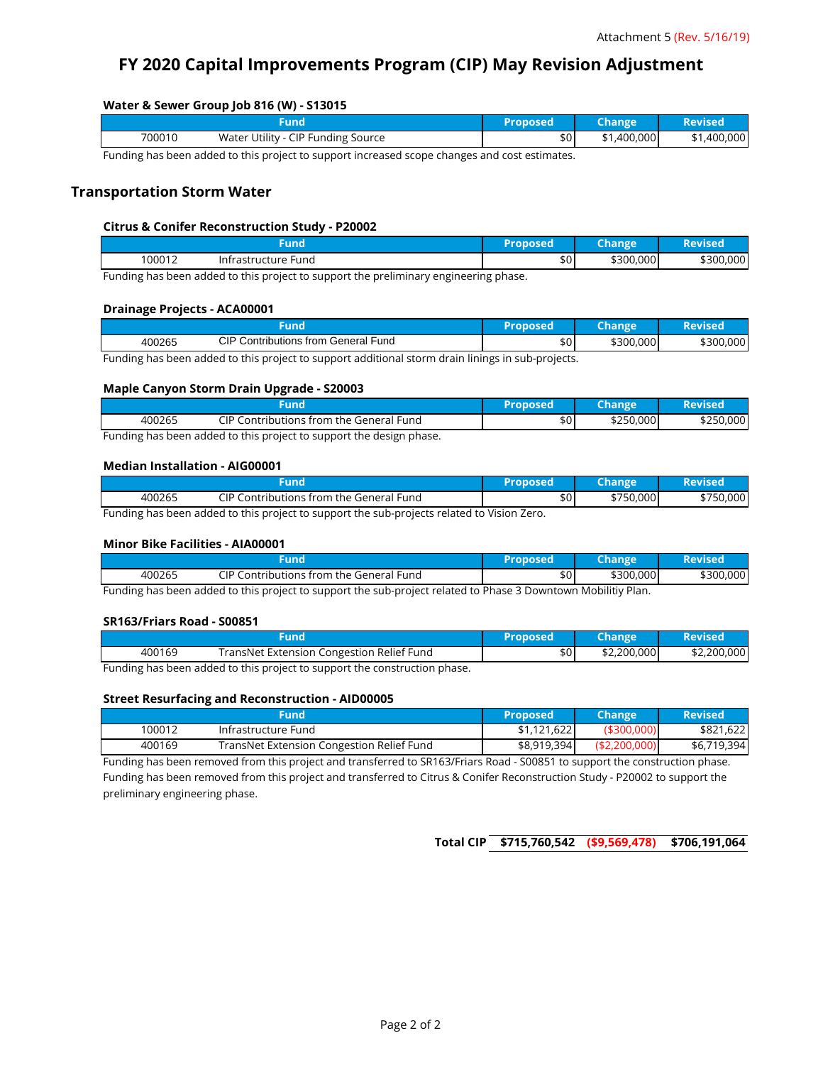Attachment 5 (Rev. 5/16/19)

# FY 2020 Capital Improvements Program (CIP) May Revision Adjustment

### Water & Sewer Group Job 816 (W) - S13015

| Fund | | Proposed | Change | Revised |
|---|---|---|---|---|
| 700010 | Water Utility - CIP Funding Source | $0 | $1,400,000 | $1,400,000 |

Funding has been added to this project to support increased scope changes and cost estimates.

## Transportation Storm Water

### Citrus & Conifer Reconstruction Study - P20002

| Fund | | Proposed | Change | Revised |
|---|---|---|---|---|
| 100012 | Infrastructure Fund | $0 | $300,000 | $300,000 |

Funding has been added to this project to support the preliminary engineering phase.

### Drainage Projects - ACA00001

| Fund | | Proposed | Change | Revised |
|---|---|---|---|---|
| 400265 | CIP Contributions from General Fund | $0 | $300,000 | $300,000 |

Funding has been added to this project to support additional storm drain linings in sub-projects.

### Maple Canyon Storm Drain Upgrade - S20003

| Fund | | Proposed | Change | Revised |
|---|---|---|---|---|
| 400265 | CIP Contributions from the General Fund | $0 | $250,000 | $250,000 |

Funding has been added to this project to support the design phase.

### Median Installation - AIG00001

| Fund | | Proposed | Change | Revised |
|---|---|---|---|---|
| 400265 | CIP Contributions from the General Fund | $0 | $750,000 | $750,000 |

Funding has been added to this project to support the sub-projects related to Vision Zero.

### Minor Bike Facilities - AIA00001

| Fund | | Proposed | Change | Revised |
|---|---|---|---|---|
| 400265 | CIP Contributions from the General Fund | $0 | $300,000 | $300,000 |

Funding has been added to this project to support the sub-project related to Phase 3 Downtown Mobilitiy Plan.

### SR163/Friars Road - S00851

| Fund | | Proposed | Change | Revised |
|---|---|---|---|---|
| 400169 | TransNet Extension Congestion Relief Fund | $0 | $2,200,000 | $2,200,000 |

Funding has been added to this project to support the construction phase.

### Street Resurfacing and Reconstruction - AID00005

| Fund | | Proposed | Change | Revised |
|---|---|---|---|---|
| 100012 | Infrastructure Fund | $1,121,622 | ($300,000) | $821,622 |
| 400169 | TransNet Extension Congestion Relief Fund | $8,919,394 | ($2,200,000) | $6,719,394 |

Funding has been removed from this project and transferred to SR163/Friars Road - S00851 to support the construction phase. Funding has been removed from this project and transferred to Citrus & Conifer Reconstruction Study - P20002 to support the preliminary engineering phase.

| | Proposed | Change | Revised |
|---|---|---|---|
| **Total CIP** | **$715,760,542** | **($9,569,478)** | **$706,191,064** |